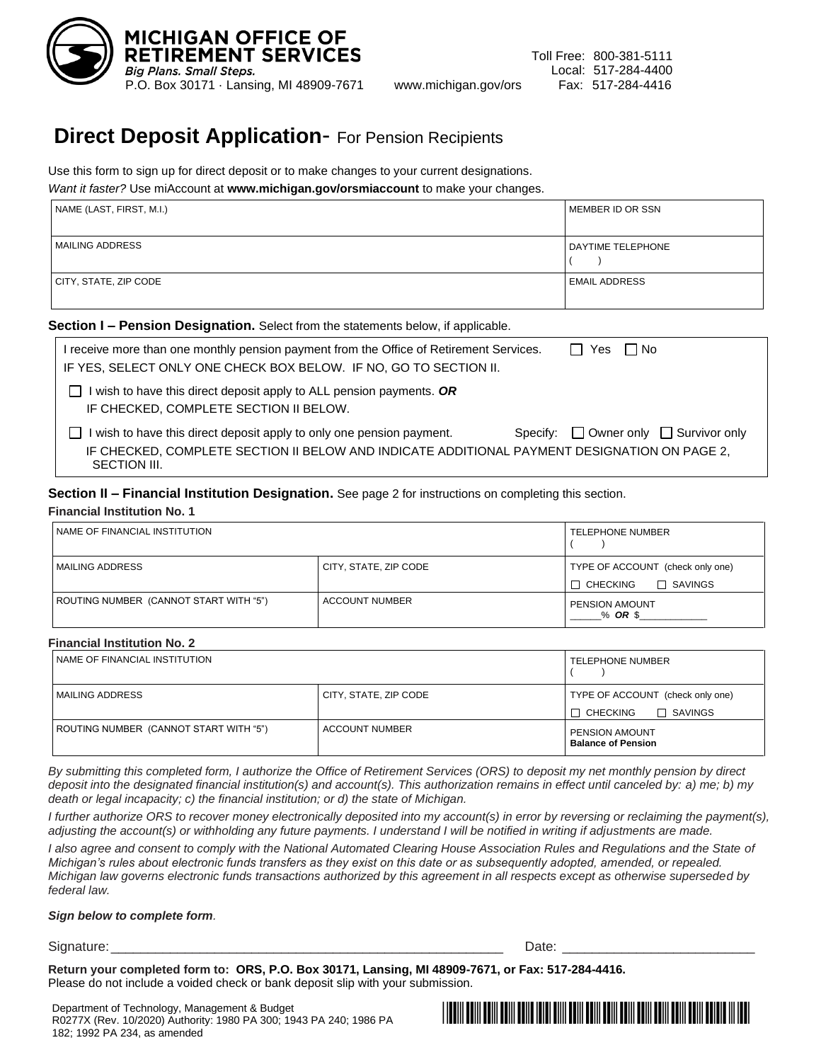**MICHIGAN OFFICE OF RETIREMENT SERVICES**
*Big Plans. Small Steps.*
P.O. Box 30171 · Lansing, MI 48909-7671 www.michigan.gov/ors

Toll Free: 800-381-5111
Local: 517-284-4400
Fax: 517-284-4416

# Direct Deposit Application- For Pension Recipients

Use this form to sign up for direct deposit or to make changes to your current designations.
*Want it faster?* Use miAccount at **www.michigan.gov/orsmiaccount** to make your changes.

| NAME (LAST, FIRST, M.I.) | MEMBER ID OR SSN |
|---|---|
| MAILING ADDRESS | DAYTIME TELEPHONE ( ) |
| CITY, STATE, ZIP CODE | EMAIL ADDRESS |

**Section I – Pension Designation.** Select from the statements below, if applicable.

I receive more than one monthly pension payment from the Office of Retirement Services. ☐ Yes ☐ No
IF YES, SELECT ONLY ONE CHECK BOX BELOW. IF NO, GO TO SECTION II.

☐ I wish to have this direct deposit apply to ALL pension payments. ***OR***
IF CHECKED, COMPLETE SECTION II BELOW.

☐ I wish to have this direct deposit apply to only one pension payment. Specify: ☐ Owner only ☐ Survivor only
IF CHECKED, COMPLETE SECTION II BELOW AND INDICATE ADDITIONAL PAYMENT DESIGNATION ON PAGE 2, SECTION III.

**Section II – Financial Institution Designation.** See page 2 for instructions on completing this section.

**Financial Institution No. 1**

| NAME OF FINANCIAL INSTITUTION | | TELEPHONE NUMBER ( ) |
|---|---|---|
| MAILING ADDRESS | CITY, STATE, ZIP CODE | TYPE OF ACCOUNT (check only one) ☐ CHECKING ☐ SAVINGS |
| ROUTING NUMBER (CANNOT START WITH "5") | ACCOUNT NUMBER | PENSION AMOUNT ______% ***OR*** $____________ |

**Financial Institution No. 2**

| NAME OF FINANCIAL INSTITUTION | | TELEPHONE NUMBER ( ) |
|---|---|---|
| MAILING ADDRESS | CITY, STATE, ZIP CODE | TYPE OF ACCOUNT (check only one) ☐ CHECKING ☐ SAVINGS |
| ROUTING NUMBER (CANNOT START WITH "5") | ACCOUNT NUMBER | PENSION AMOUNT **Balance of Pension** |

*By submitting this completed form, I authorize the Office of Retirement Services (ORS) to deposit my net monthly pension by direct deposit into the designated financial institution(s) and account(s). This authorization remains in effect until canceled by: a) me; b) my death or legal incapacity; c) the financial institution; or d) the state of Michigan.*

*I further authorize ORS to recover money electronically deposited into my account(s) in error by reversing or reclaiming the payment(s), adjusting the account(s) or withholding any future payments. I understand I will be notified in writing if adjustments are made.*

*I also agree and consent to comply with the National Automated Clearing House Association Rules and Regulations and the State of Michigan's rules about electronic funds transfers as they exist on this date or as subsequently adopted, amended, or repealed. Michigan law governs electronic funds transactions authorized by this agreement in all respects except as otherwise superseded by federal law.*

***Sign below to complete form.***

Signature:________________________________________________________ Date: __________________________

**Return your completed form to: ORS, P.O. Box 30171, Lansing, MI 48909-7671, or Fax: 517-284-4416.**
Please do not include a voided check or bank deposit slip with your submission.

Department of Technology, Management & Budget
R0277X (Rev. 10/2020) Authority: 1980 PA 300; 1943 PA 240; 1986 PA 182; 1992 PA 234, as amended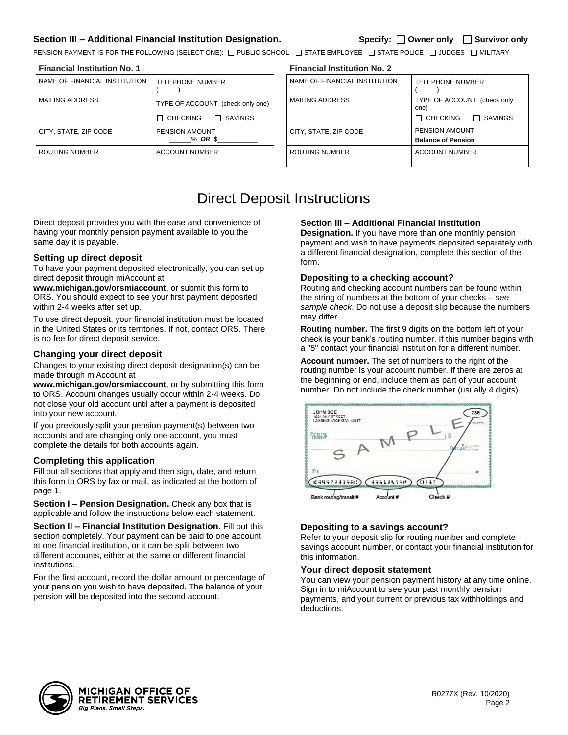**Section III – Additional Financial Institution Designation.** Specify: ☐ Owner only ☐ Survivor only

PENSION PAYMENT IS FOR THE FOLLOWING (SELECT ONE): ☐ PUBLIC SCHOOL ☐ STATE EMPLOYEE ☐ STATE POLICE ☐ JUDGES ☐ MILITARY

**Financial Institution No. 1**

| | |
|---|---|
| NAME OF FINANCIAL INSTITUTION | TELEPHONE NUMBER ( ) |
| MAILING ADDRESS | TYPE OF ACCOUNT (check only one) ☐ CHECKING ☐ SAVINGS |
| CITY, STATE, ZIP CODE | PENSION AMOUNT ______% **OR** $__________ |
| ROUTING NUMBER | ACCOUNT NUMBER |

**Financial Institution No. 2**

| | |
|---|---|
| NAME OF FINANCIAL INSTITUTION | TELEPHONE NUMBER ( ) |
| MAILING ADDRESS | TYPE OF ACCOUNT (check only one) ☐ CHECKING ☐ SAVINGS |
| CITY, STATE, ZIP CODE | PENSION AMOUNT **Balance of Pension** |
| ROUTING NUMBER | ACCOUNT NUMBER |

# Direct Deposit Instructions

Direct deposit provides you with the ease and convenience of having your monthly pension payment available to you the same day it is payable.

### Setting up direct deposit

To have your payment deposited electronically, you can set up direct deposit through miAccount at **www.michigan.gov/orsmiaccount**, or submit this form to ORS. You should expect to see your first payment deposited within 2-4 weeks after set up.

To use direct deposit, your financial institution must be located in the United States or its territories. If not, contact ORS. There is no fee for direct deposit service.

### Changing your direct deposit

Changes to your existing direct deposit designation(s) can be made through miAccount at **www.michigan.gov/orsmiaccount**, or by submitting this form to ORS. Account changes usually occur within 2-4 weeks. Do not close your old account until after a payment is deposited into your new account.

If you previously split your pension payment(s) between two accounts and are changing only one account, you must complete the details for both accounts again.

### Completing this application

Fill out all sections that apply and then sign, date, and return this form to ORS by fax or mail, as indicated at the bottom of page 1.

**Section I – Pension Designation.** Check any box that is applicable and follow the instructions below each statement.

**Section II – Financial Institution Designation.** Fill out this section completely. Your payment can be paid to one account at one financial institution, or it can be split between two different accounts, either at the same or different financial institutions.

For the first account, record the dollar amount or percentage of your pension you wish to have deposited. The balance of your pension will be deposited into the second account.

**Section III – Additional Financial Institution Designation.** If you have more than one monthly pension payment and wish to have payments deposited separately with a different financial designation, complete this section of the form.

### Depositing to a checking account?

Routing and checking account numbers can be found within the string of numbers at the bottom of your checks – *see sample check*. Do not use a deposit slip because the numbers may differ.

**Routing number.** The first 9 digits on the bottom left of your check is your bank's routing number. If this number begins with a "5" contact your financial institution for a different number.

**Account number.** The set of numbers to the right of the routing number is your account number. If there are zeros at the beginning or end, include them as part of your account number. Do not include the check number (usually 4 digits).

JOHN DOE
1234 ANY STREET
LANSING, MICHIGAN 48917
235
SAMPLE
Bank routing/transit # Account # Check #

### Depositing to a savings account?

Refer to your deposit slip for routing number and complete savings account number, or contact your financial institution for this information.

### Your direct deposit statement

You can view your pension payment history at any time online. Sign in to miAccount to see your past monthly pension payments, and your current or previous tax withholdings and deductions.

MICHIGAN OFFICE OF RETIREMENT SERVICES
*Big Plans. Small Steps.*

R0277X (Rev. 10/2020)